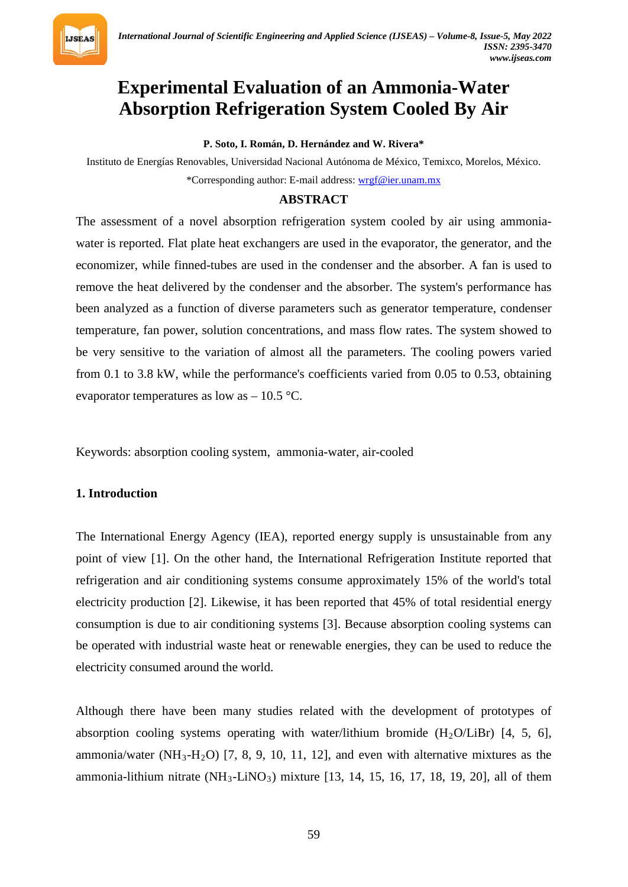# Experimental Evaluation of an Ammonia-Water Absorption Refrigeration System Cooled By Air

**P. Soto, I. Román, D. Hernández and W. Rivera***

Instituto de Energías Renovables, Universidad Nacional Autónoma de México, Temixco, Morelos, México.

*Corresponding author: E-mail address: wrgf@ier.unam.mx

## ABSTRACT

The assessment of a novel absorption refrigeration system cooled by air using ammonia-water is reported. Flat plate heat exchangers are used in the evaporator, the generator, and the economizer, while finned-tubes are used in the condenser and the absorber. A fan is used to remove the heat delivered by the condenser and the absorber. The system's performance has been analyzed as a function of diverse parameters such as generator temperature, condenser temperature, fan power, solution concentrations, and mass flow rates. The system showed to be very sensitive to the variation of almost all the parameters. The cooling powers varied from 0.1 to 3.8 kW, while the performance's coefficients varied from 0.05 to 0.53, obtaining evaporator temperatures as low as – 10.5 °C.

Keywords: absorption cooling system, ammonia-water, air-cooled

## 1. Introduction

The International Energy Agency (IEA), reported energy supply is unsustainable from any point of view [1]. On the other hand, the International Refrigeration Institute reported that refrigeration and air conditioning systems consume approximately 15% of the world's total electricity production [2]. Likewise, it has been reported that 45% of total residential energy consumption is due to air conditioning systems [3]. Because absorption cooling systems can be operated with industrial waste heat or renewable energies, they can be used to reduce the electricity consumed around the world.

Although there have been many studies related with the development of prototypes of absorption cooling systems operating with water/lithium bromide ($H_2O$/LiBr) [4, 5, 6], ammonia/water ($NH_3$-$H_2O$) [7, 8, 9, 10, 11, 12], and even with alternative mixtures as the ammonia-lithium nitrate ($NH_3$-$LiNO_3$) mixture [13, 14, 15, 16, 17, 18, 19, 20], all of them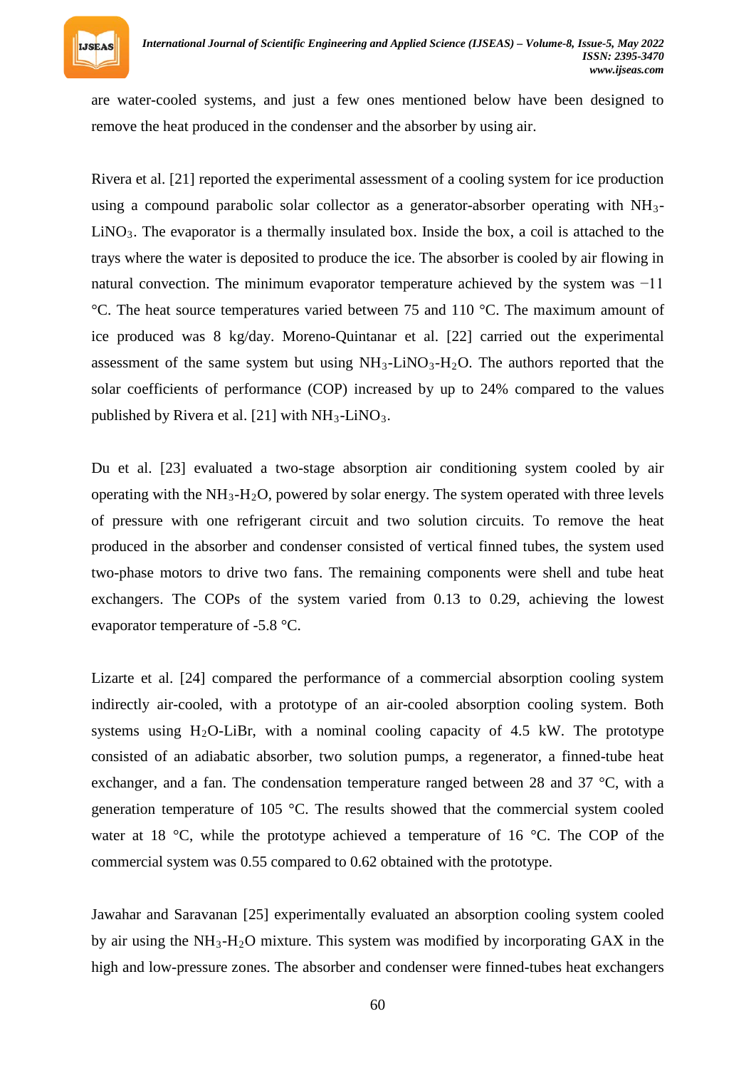are water-cooled systems, and just a few ones mentioned below have been designed to remove the heat produced in the condenser and the absorber by using air.

Rivera et al. [21] reported the experimental assessment of a cooling system for ice production using a compound parabolic solar collector as a generator-absorber operating with $NH_3$-$LiNO_3$. The evaporator is a thermally insulated box. Inside the box, a coil is attached to the trays where the water is deposited to produce the ice. The absorber is cooled by air flowing in natural convection. The minimum evaporator temperature achieved by the system was −11 °C. The heat source temperatures varied between 75 and 110 °C. The maximum amount of ice produced was 8 kg/day. Moreno-Quintanar et al. [22] carried out the experimental assessment of the same system but using $NH_3$-$LiNO_3$-$H_2O$. The authors reported that the solar coefficients of performance (COP) increased by up to 24% compared to the values published by Rivera et al. [21] with $NH_3$-$LiNO_3$.

Du et al. [23] evaluated a two-stage absorption air conditioning system cooled by air operating with the $NH_3$-$H_2O$, powered by solar energy. The system operated with three levels of pressure with one refrigerant circuit and two solution circuits. To remove the heat produced in the absorber and condenser consisted of vertical finned tubes, the system used two-phase motors to drive two fans. The remaining components were shell and tube heat exchangers. The COPs of the system varied from 0.13 to 0.29, achieving the lowest evaporator temperature of -5.8 °C.

Lizarte et al. [24] compared the performance of a commercial absorption cooling system indirectly air-cooled, with a prototype of an air-cooled absorption cooling system. Both systems using $H_2O$-LiBr, with a nominal cooling capacity of 4.5 kW. The prototype consisted of an adiabatic absorber, two solution pumps, a regenerator, a finned-tube heat exchanger, and a fan. The condensation temperature ranged between 28 and 37 °C, with a generation temperature of 105 °C. The results showed that the commercial system cooled water at 18 °C, while the prototype achieved a temperature of 16 °C. The COP of the commercial system was 0.55 compared to 0.62 obtained with the prototype.

Jawahar and Saravanan [25] experimentally evaluated an absorption cooling system cooled by air using the $NH_3$-$H_2O$ mixture. This system was modified by incorporating GAX in the high and low-pressure zones. The absorber and condenser were finned-tubes heat exchangers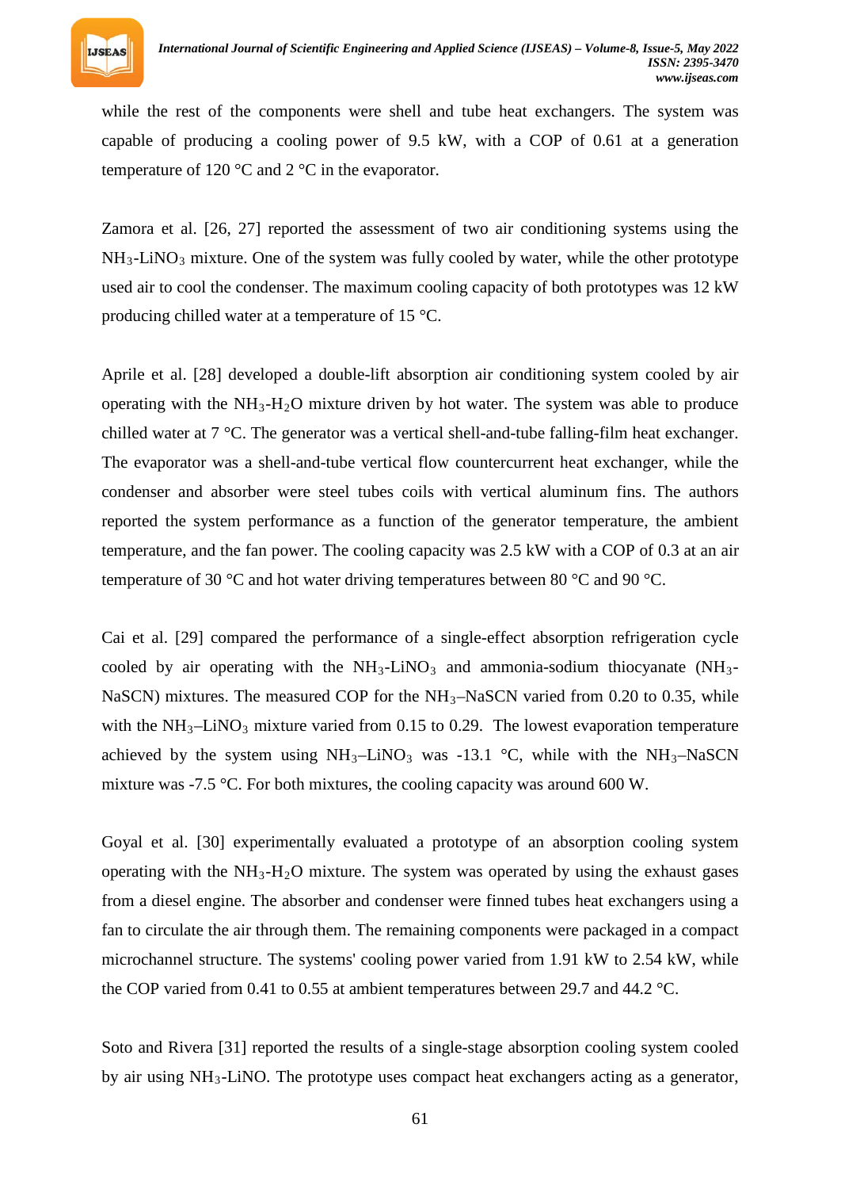while the rest of the components were shell and tube heat exchangers. The system was capable of producing a cooling power of 9.5 kW, with a COP of 0.61 at a generation temperature of 120 °C and 2 °C in the evaporator.

Zamora et al. [26, 27] reported the assessment of two air conditioning systems using the $NH_3$-$LiNO_3$ mixture. One of the system was fully cooled by water, while the other prototype used air to cool the condenser. The maximum cooling capacity of both prototypes was 12 kW producing chilled water at a temperature of 15 °C.

Aprile et al. [28] developed a double-lift absorption air conditioning system cooled by air operating with the $NH_3$-$H_2O$ mixture driven by hot water. The system was able to produce chilled water at 7 °C. The generator was a vertical shell-and-tube falling-film heat exchanger. The evaporator was a shell-and-tube vertical flow countercurrent heat exchanger, while the condenser and absorber were steel tubes coils with vertical aluminum fins. The authors reported the system performance as a function of the generator temperature, the ambient temperature, and the fan power. The cooling capacity was 2.5 kW with a COP of 0.3 at an air temperature of 30 °C and hot water driving temperatures between 80 °C and 90 °C.

Cai et al. [29] compared the performance of a single-effect absorption refrigeration cycle cooled by air operating with the $NH_3$-$LiNO_3$ and ammonia-sodium thiocyanate ($NH_3$-$NaSCN$) mixtures. The measured COP for the $NH_3$–$NaSCN$ varied from 0.20 to 0.35, while with the $NH_3$–$LiNO_3$ mixture varied from 0.15 to 0.29. The lowest evaporation temperature achieved by the system using $NH_3$–$LiNO_3$ was -13.1 °C, while with the $NH_3$–$NaSCN$ mixture was -7.5 °C. For both mixtures, the cooling capacity was around 600 W.

Goyal et al. [30] experimentally evaluated a prototype of an absorption cooling system operating with the $NH_3$-$H_2O$ mixture. The system was operated by using the exhaust gases from a diesel engine. The absorber and condenser were finned tubes heat exchangers using a fan to circulate the air through them. The remaining components were packaged in a compact microchannel structure. The systems' cooling power varied from 1.91 kW to 2.54 kW, while the COP varied from 0.41 to 0.55 at ambient temperatures between 29.7 and 44.2 °C.

Soto and Rivera [31] reported the results of a single-stage absorption cooling system cooled by air using $NH_3$-$LiNO$. The prototype uses compact heat exchangers acting as a generator,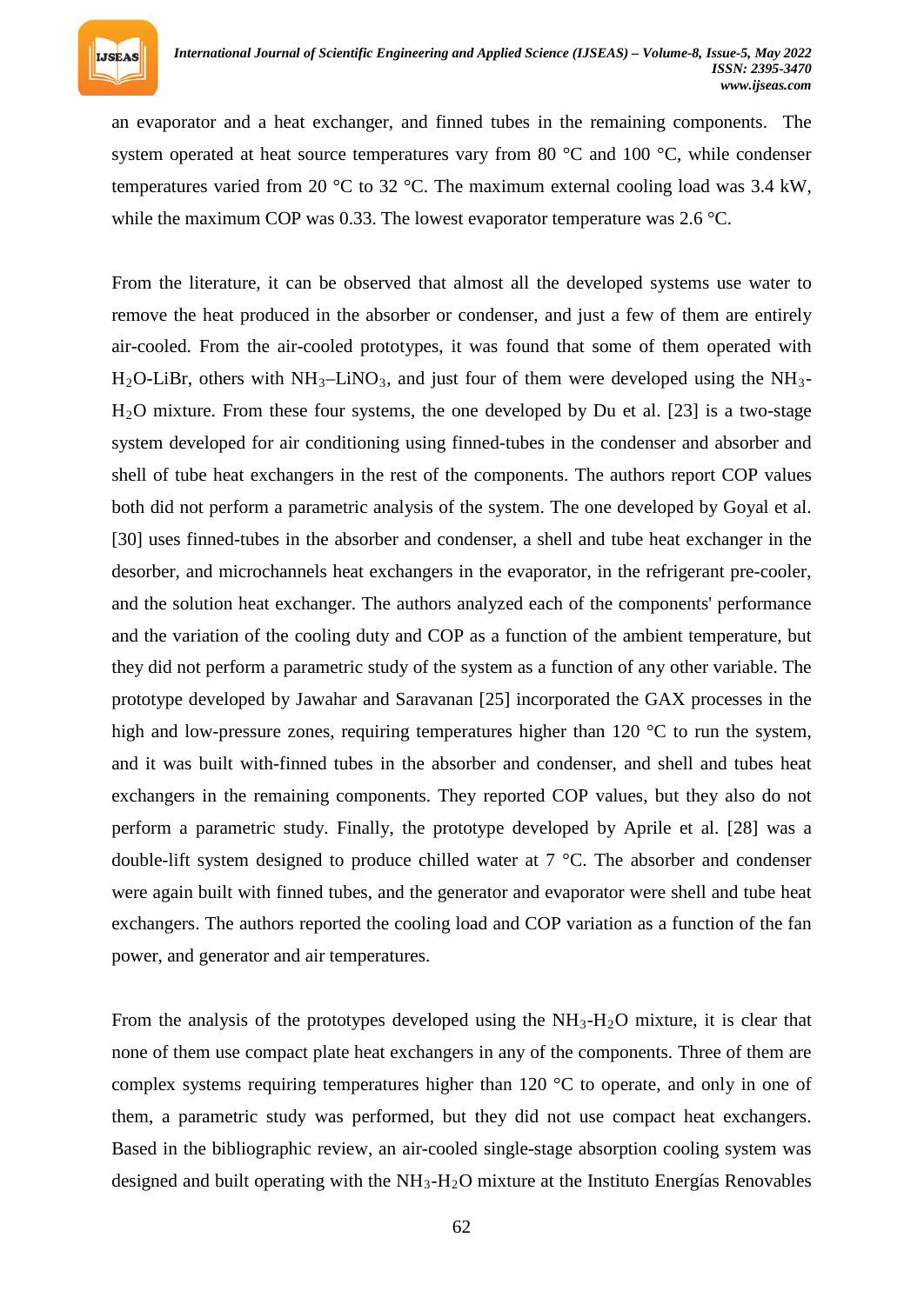an evaporator and a heat exchanger, and finned tubes in the remaining components. The system operated at heat source temperatures vary from 80 °C and 100 °C, while condenser temperatures varied from 20 °C to 32 °C. The maximum external cooling load was 3.4 kW, while the maximum COP was 0.33. The lowest evaporator temperature was 2.6 °C.

From the literature, it can be observed that almost all the developed systems use water to remove the heat produced in the absorber or condenser, and just a few of them are entirely air-cooled. From the air-cooled prototypes, it was found that some of them operated with $H_2O$-LiBr, others with $NH_3$–$LiNO_3$, and just four of them were developed using the $NH_3$-$H_2O$ mixture. From these four systems, the one developed by Du et al. [23] is a two-stage system developed for air conditioning using finned-tubes in the condenser and absorber and shell of tube heat exchangers in the rest of the components. The authors report COP values both did not perform a parametric analysis of the system. The one developed by Goyal et al. [30] uses finned-tubes in the absorber and condenser, a shell and tube heat exchanger in the desorber, and microchannels heat exchangers in the evaporator, in the refrigerant pre-cooler, and the solution heat exchanger. The authors analyzed each of the components' performance and the variation of the cooling duty and COP as a function of the ambient temperature, but they did not perform a parametric study of the system as a function of any other variable. The prototype developed by Jawahar and Saravanan [25] incorporated the GAX processes in the high and low-pressure zones, requiring temperatures higher than 120 °C to run the system, and it was built with-finned tubes in the absorber and condenser, and shell and tubes heat exchangers in the remaining components. They reported COP values, but they also do not perform a parametric study. Finally, the prototype developed by Aprile et al. [28] was a double-lift system designed to produce chilled water at 7 °C. The absorber and condenser were again built with finned tubes, and the generator and evaporator were shell and tube heat exchangers. The authors reported the cooling load and COP variation as a function of the fan power, and generator and air temperatures.

From the analysis of the prototypes developed using the $NH_3$-$H_2O$ mixture, it is clear that none of them use compact plate heat exchangers in any of the components. Three of them are complex systems requiring temperatures higher than 120 °C to operate, and only in one of them, a parametric study was performed, but they did not use compact heat exchangers. Based in the bibliographic review, an air-cooled single-stage absorption cooling system was designed and built operating with the $NH_3$-$H_2O$ mixture at the Instituto Energías Renovables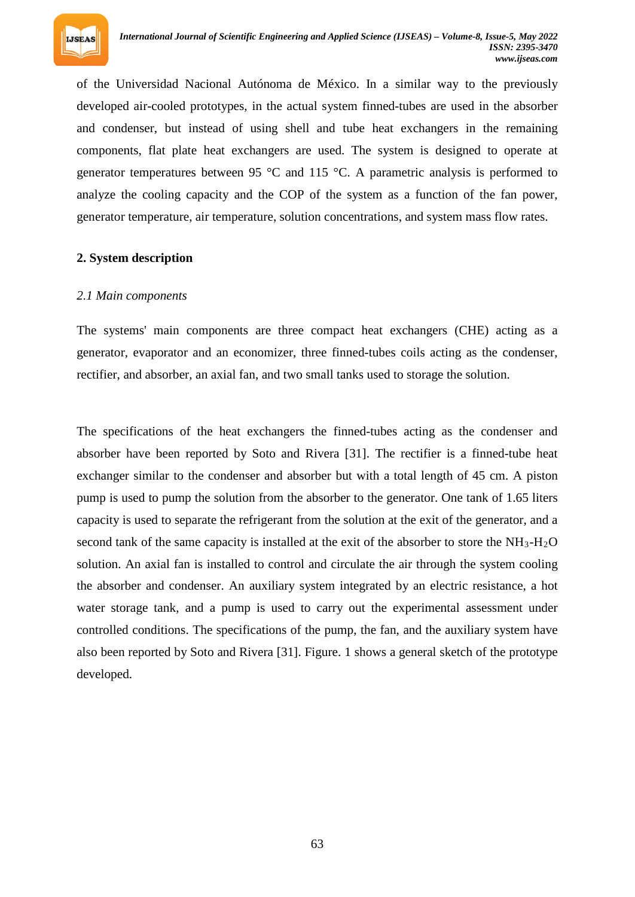of the Universidad Nacional Autónoma de México. In a similar way to the previously developed air-cooled prototypes, in the actual system finned-tubes are used in the absorber and condenser, but instead of using shell and tube heat exchangers in the remaining components, flat plate heat exchangers are used. The system is designed to operate at generator temperatures between 95 °C and 115 °C. A parametric analysis is performed to analyze the cooling capacity and the COP of the system as a function of the fan power, generator temperature, air temperature, solution concentrations, and system mass flow rates.

## 2. System description

### *2.1 Main components*

The systems' main components are three compact heat exchangers (CHE) acting as a generator, evaporator and an economizer, three finned-tubes coils acting as the condenser, rectifier, and absorber, an axial fan, and two small tanks used to storage the solution.

The specifications of the heat exchangers the finned-tubes acting as the condenser and absorber have been reported by Soto and Rivera [31]. The rectifier is a finned-tube heat exchanger similar to the condenser and absorber but with a total length of 45 cm. A piston pump is used to pump the solution from the absorber to the generator. One tank of 1.65 liters capacity is used to separate the refrigerant from the solution at the exit of the generator, and a second tank of the same capacity is installed at the exit of the absorber to store the $NH_3$-$H_2O$ solution. An axial fan is installed to control and circulate the air through the system cooling the absorber and condenser. An auxiliary system integrated by an electric resistance, a hot water storage tank, and a pump is used to carry out the experimental assessment under controlled conditions. The specifications of the pump, the fan, and the auxiliary system have also been reported by Soto and Rivera [31]. Figure. 1 shows a general sketch of the prototype developed.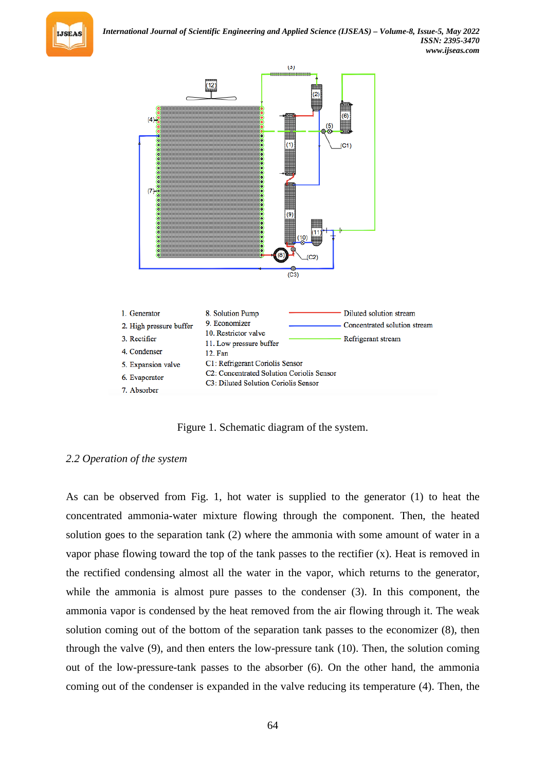| | | |
|---|---|---|
| 1. Generator | 8. Solution Pump | Diluted solution stream |
| 2. High pressure buffer | 9. Economizer | Concentrated solution stream |
| 3. Rectifier | 10. Restrictor valve | Refrigerant stream |
| 4. Condenser | 11. Low pressure buffer | |
| 5. Expansion valve | 12. Fan | |
| 6. Evaporator | C1: Refrigerant Coriolis Sensor | |
| 7. Absorber | C2: Concentrated Solution Coriolis Sensor | |
| | C3: Diluted Solution Coriolis Sensor | |

Figure 1. Schematic diagram of the system.

### *2.2 Operation of the system*

As can be observed from Fig. 1, hot water is supplied to the generator (1) to heat the concentrated ammonia-water mixture flowing through the component. Then, the heated solution goes to the separation tank (2) where the ammonia with some amount of water in a vapor phase flowing toward the top of the tank passes to the rectifier (x). Heat is removed in the rectified condensing almost all the water in the vapor, which returns to the generator, while the ammonia is almost pure passes to the condenser (3). In this component, the ammonia vapor is condensed by the heat removed from the air flowing through it. The weak solution coming out of the bottom of the separation tank passes to the economizer (8), then through the valve (9), and then enters the low-pressure tank (10). Then, the solution coming out of the low-pressure-tank passes to the absorber (6). On the other hand, the ammonia coming out of the condenser is expanded in the valve reducing its temperature (4). Then, the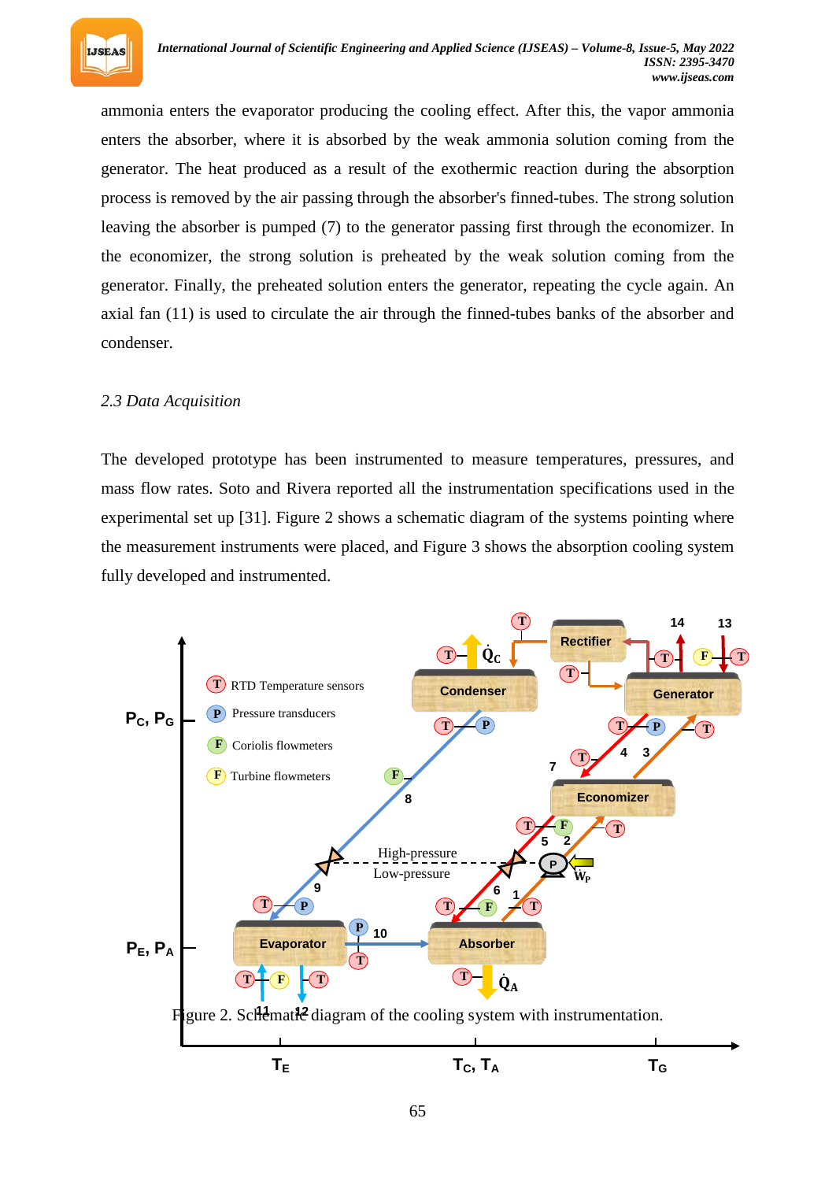ammonia enters the evaporator producing the cooling effect. After this, the vapor ammonia enters the absorber, where it is absorbed by the weak ammonia solution coming from the generator. The heat produced as a result of the exothermic reaction during the absorption process is removed by the air passing through the absorber's finned-tubes. The strong solution leaving the absorber is pumped (7) to the generator passing first through the economizer. In the economizer, the strong solution is preheated by the weak solution coming from the generator. Finally, the preheated solution enters the generator, repeating the cycle again. An axial fan (11) is used to circulate the air through the finned-tubes banks of the absorber and condenser.

### *2.3 Data Acquisition*

The developed prototype has been instrumented to measure temperatures, pressures, and mass flow rates. Soto and Rivera reported all the instrumentation specifications used in the experimental set up [31]. Figure 2 shows a schematic diagram of the systems pointing where the measurement instruments were placed, and Figure 3 shows the absorption cooling system fully developed and instrumented.

Figure 2. Schematic diagram of the cooling system with instrumentation.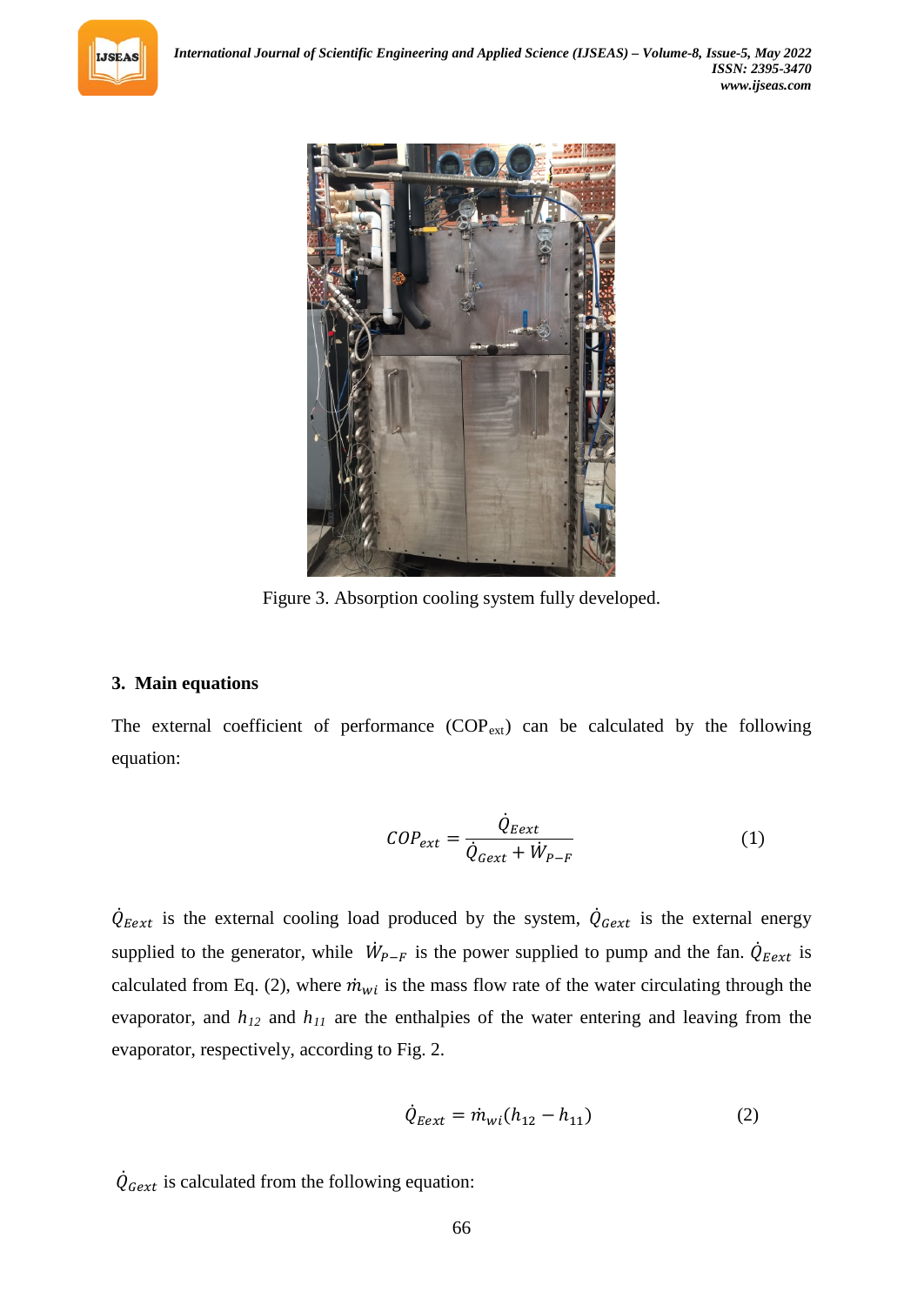Figure 3. Absorption cooling system fully developed.

## 3. Main equations

The external coefficient of performance ($COP_{ext}$) can be calculated by the following equation:

$$COP_{ext} = \frac{\dot{Q}_{Eext}}{\dot{Q}_{Gext} + \dot{W}_{P-F}} \quad (1)$$

$\dot{Q}_{Eext}$ is the external cooling load produced by the system, $\dot{Q}_{Gext}$ is the external energy supplied to the generator, while $\dot{W}_{P-F}$ is the power supplied to pump and the fan. $\dot{Q}_{Eext}$ is calculated from Eq. (2), where $\dot{m}_{wi}$ is the mass flow rate of the water circulating through the evaporator, and $h_{12}$ and $h_{11}$ are the enthalpies of the water entering and leaving from the evaporator, respectively, according to Fig. 2.

$$\dot{Q}_{Eext} = \dot{m}_{wi}(h_{12} - h_{11}) \quad (2)$$

$\dot{Q}_{Gext}$ is calculated from the following equation: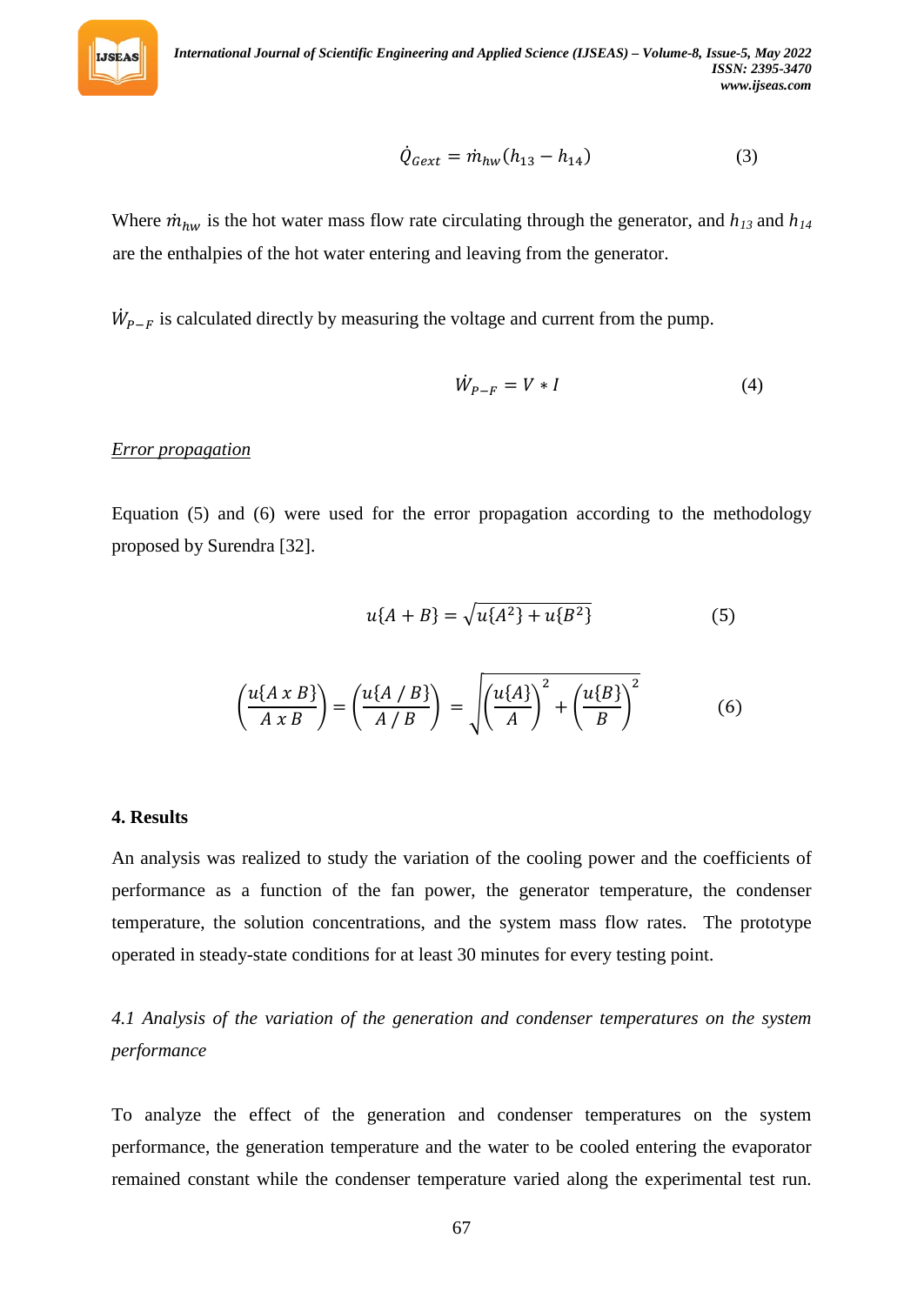$$\dot{Q}_{Gext} = \dot{m}_{hw}(h_{13} - h_{14}) \quad (3)$$

Where $\dot{m}_{hw}$ is the hot water mass flow rate circulating through the generator, and $h_{13}$ and $h_{14}$ are the enthalpies of the hot water entering and leaving from the generator.

$\dot{W}_{P-F}$ is calculated directly by measuring the voltage and current from the pump.

$$\dot{W}_{P-F} = V * I \quad (4)$$

*Error propagation*

Equation (5) and (6) were used for the error propagation according to the methodology proposed by Surendra [32].

$$u\{A + B\} = \sqrt{u\{A^2\} + u\{B^2\}} \quad (5)$$

$$\left(\frac{u\{A\ x\ B\}}{A\ x\ B}\right) = \left(\frac{u\{A\ /\ B\}}{A\ /\ B}\right) = \sqrt{\left(\frac{u\{A\}}{A}\right)^2 + \left(\frac{u\{B\}}{B}\right)^2} \quad (6)$$

## 4. Results

An analysis was realized to study the variation of the cooling power and the coefficients of performance as a function of the fan power, the generator temperature, the condenser temperature, the solution concentrations, and the system mass flow rates. The prototype operated in steady-state conditions for at least 30 minutes for every testing point.

### *4.1 Analysis of the variation of the generation and condenser temperatures on the system performance*

To analyze the effect of the generation and condenser temperatures on the system performance, the generation temperature and the water to be cooled entering the evaporator remained constant while the condenser temperature varied along the experimental test run.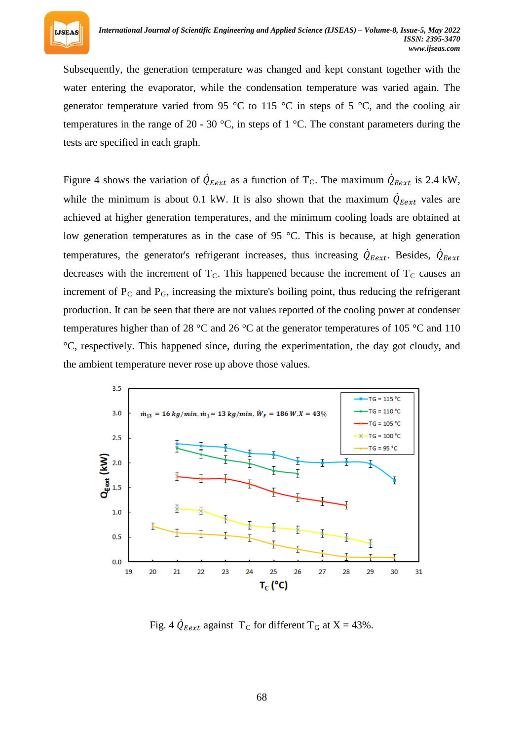Subsequently, the generation temperature was changed and kept constant together with the water entering the evaporator, while the condensation temperature was varied again. The generator temperature varied from 95 °C to 115 °C in steps of 5 °C, and the cooling air temperatures in the range of 20 - 30 °C, in steps of 1 °C. The constant parameters during the tests are specified in each graph.

Figure 4 shows the variation of $\dot{Q}_{Eext}$ as a function of $T_C$. The maximum $\dot{Q}_{Eext}$ is 2.4 kW, while the minimum is about 0.1 kW. It is also shown that the maximum $\dot{Q}_{Eext}$ vales are achieved at higher generation temperatures, and the minimum cooling loads are obtained at low generation temperatures as in the case of 95 °C. This is because, at high generation temperatures, the generator's refrigerant increases, thus increasing $\dot{Q}_{Eext}$. Besides, $\dot{Q}_{Eext}$ decreases with the increment of $T_C$. This happened because the increment of $T_C$ causes an increment of $P_C$ and $P_G$, increasing the mixture's boiling point, thus reducing the refrigerant production. It can be seen that there are not values reported of the cooling power at condenser temperatures higher than of 28 °C and 26 °C at the generator temperatures of 105 °C and 110 °C, respectively. This happened since, during the experimentation, the day got cloudy, and the ambient temperature never rose up above those values.

Fig. 4 $\dot{Q}_{Eext}$ against $T_C$ for different $T_G$ at X = 43%.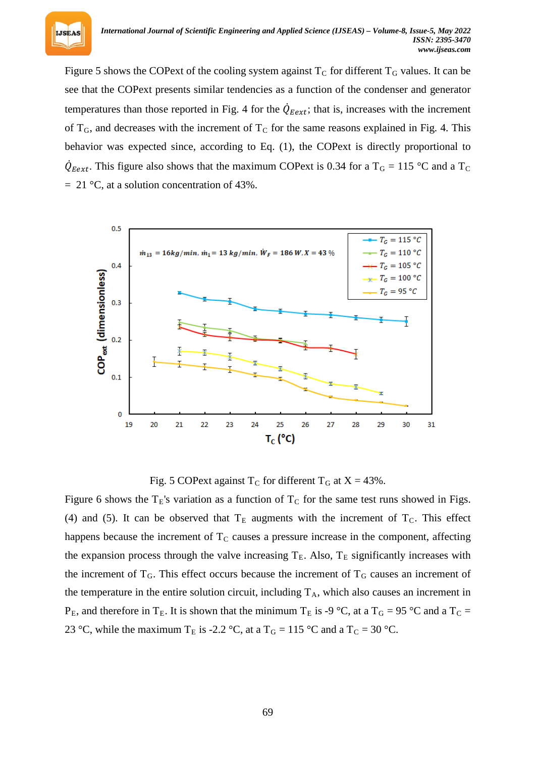Figure 5 shows the COPext of the cooling system against $T_C$ for different $T_G$ values. It can be see that the COPext presents similar tendencies as a function of the condenser and generator temperatures than those reported in Fig. 4 for the $\dot{Q}_{Eext}$; that is, increases with the increment of $T_G$, and decreases with the increment of $T_C$ for the same reasons explained in Fig. 4. This behavior was expected since, according to Eq. (1), the COPext is directly proportional to $\dot{Q}_{Eext}$. This figure also shows that the maximum COPext is 0.34 for a $T_G$ = 115 °C and a $T_C$ = 21 °C, at a solution concentration of 43%.

Fig. 5 COPext against $T_C$ for different $T_G$ at X = 43%.

Figure 6 shows the $T_E$'s variation as a function of $T_C$ for the same test runs showed in Figs. (4) and (5). It can be observed that $T_E$ augments with the increment of $T_C$. This effect happens because the increment of $T_C$ causes a pressure increase in the component, affecting the expansion process through the valve increasing $T_E$. Also, $T_E$ significantly increases with the increment of $T_G$. This effect occurs because the increment of $T_G$ causes an increment of the temperature in the entire solution circuit, including $T_A$, which also causes an increment in $P_E$, and therefore in $T_E$. It is shown that the minimum $T_E$ is -9 °C, at a $T_G$ = 95 °C and a $T_C$ = 23 °C, while the maximum $T_E$ is -2.2 °C, at a $T_G$ = 115 °C and a $T_C$ = 30 °C.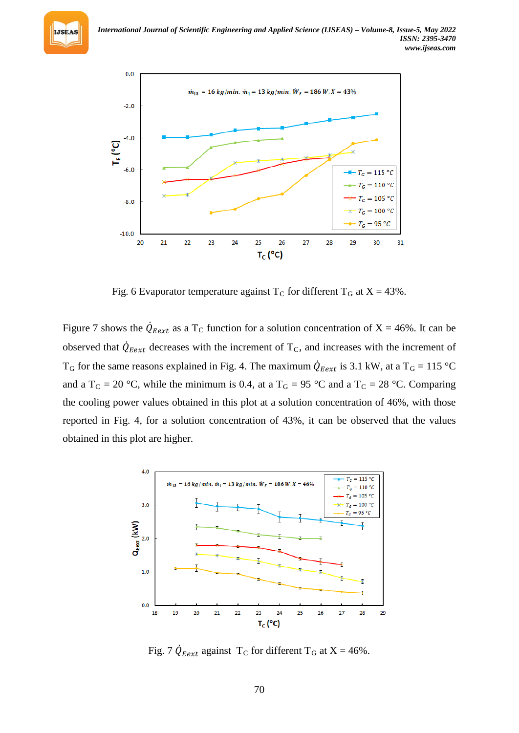Fig. 6 Evaporator temperature against $T_C$ for different $T_G$ at X = 43%.

Figure 7 shows the $\dot{Q}_{Eext}$ as a $T_C$ function for a solution concentration of X = 46%. It can be observed that $\dot{Q}_{Eext}$ decreases with the increment of $T_C$, and increases with the increment of $T_G$ for the same reasons explained in Fig. 4. The maximum $\dot{Q}_{Eext}$ is 3.1 kW, at a $T_G$ = 115 °C and a $T_C$ = 20 °C, while the minimum is 0.4, at a $T_G$ = 95 °C and a $T_C$ = 28 °C. Comparing the cooling power values obtained in this plot at a solution concentration of 46%, with those reported in Fig. 4, for a solution concentration of 43%, it can be observed that the values obtained in this plot are higher.

Fig. 7 $\dot{Q}_{Eext}$ against $T_C$ for different $T_G$ at X = 46%.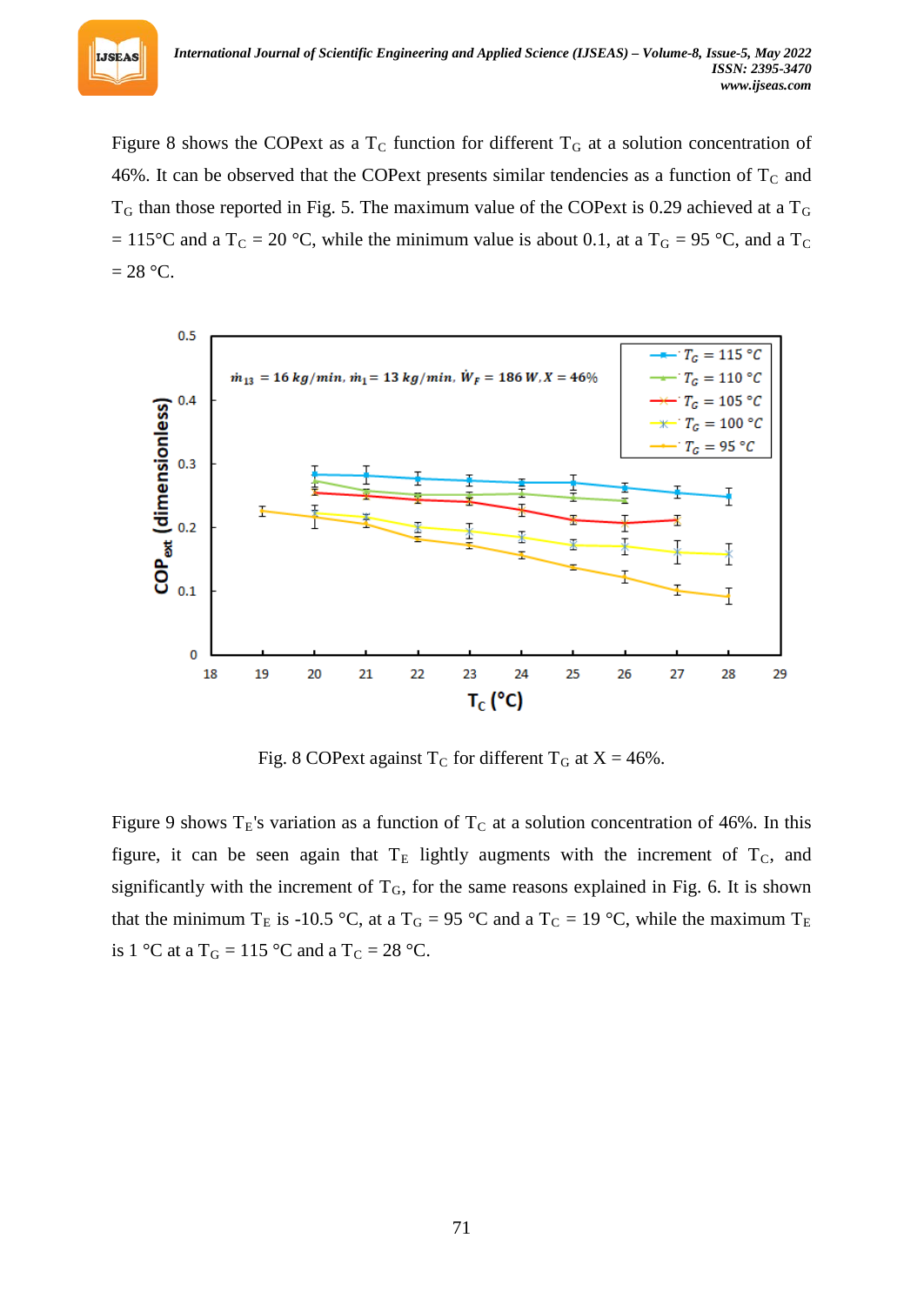Figure 8 shows the COPext as a $T_C$ function for different $T_G$ at a solution concentration of 46%. It can be observed that the COPext presents similar tendencies as a function of $T_C$ and $T_G$ than those reported in Fig. 5. The maximum value of the COPext is 0.29 achieved at a $T_G$ = 115°C and a $T_C$ = 20 °C, while the minimum value is about 0.1, at a $T_G$ = 95 °C, and a $T_C$ = 28 °C.

Fig. 8 COPext against $T_C$ for different $T_G$ at X = 46%.

Figure 9 shows $T_E$'s variation as a function of $T_C$ at a solution concentration of 46%. In this figure, it can be seen again that $T_E$ lightly augments with the increment of $T_C$, and significantly with the increment of $T_G$, for the same reasons explained in Fig. 6. It is shown that the minimum $T_E$ is -10.5 °C, at a $T_G$ = 95 °C and a $T_C$ = 19 °C, while the maximum $T_E$ is 1 °C at a $T_G$ = 115 °C and a $T_C$ = 28 °C.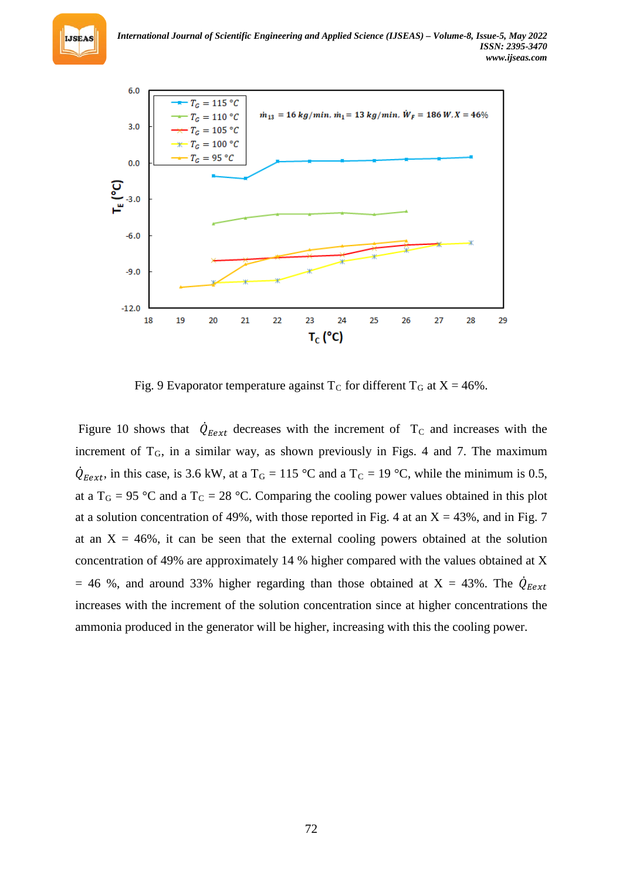Fig. 9 Evaporator temperature against $T_C$ for different $T_G$ at X = 46%.

Figure 10 shows that $\dot{Q}_{Eext}$ decreases with the increment of $T_C$ and increases with the increment of $T_G$, in a similar way, as shown previously in Figs. 4 and 7. The maximum $\dot{Q}_{Eext}$, in this case, is 3.6 kW, at a $T_G$ = 115 °C and a $T_C$ = 19 °C, while the minimum is 0.5, at a $T_G$ = 95 °C and a $T_C$ = 28 °C. Comparing the cooling power values obtained in this plot at a solution concentration of 49%, with those reported in Fig. 4 at an X = 43%, and in Fig. 7 at an X = 46%, it can be seen that the external cooling powers obtained at the solution concentration of 49% are approximately 14 % higher compared with the values obtained at X = 46 %, and around 33% higher regarding than those obtained at X = 43%. The $\dot{Q}_{Eext}$ increases with the increment of the solution concentration since at higher concentrations the ammonia produced in the generator will be higher, increasing with this the cooling power.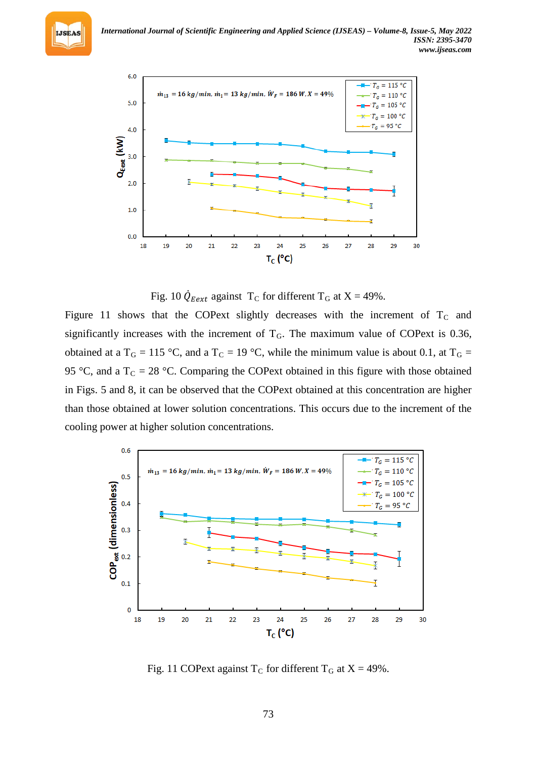Fig. 10 $\dot{Q}_{Eext}$ against $T_C$ for different $T_G$ at X = 49%.

Figure 11 shows that the COPext slightly decreases with the increment of $T_C$ and significantly increases with the increment of $T_G$. The maximum value of COPext is 0.36, obtained at a $T_G$ = 115 °C, and a $T_C$ = 19 °C, while the minimum value is about 0.1, at $T_G$ = 95 °C, and a $T_C$ = 28 °C. Comparing the COPext obtained in this figure with those obtained in Figs. 5 and 8, it can be observed that the COPext obtained at this concentration are higher than those obtained at lower solution concentrations. This occurs due to the increment of the cooling power at higher solution concentrations.

Fig. 11 COPext against $T_C$ for different $T_G$ at X = 49%.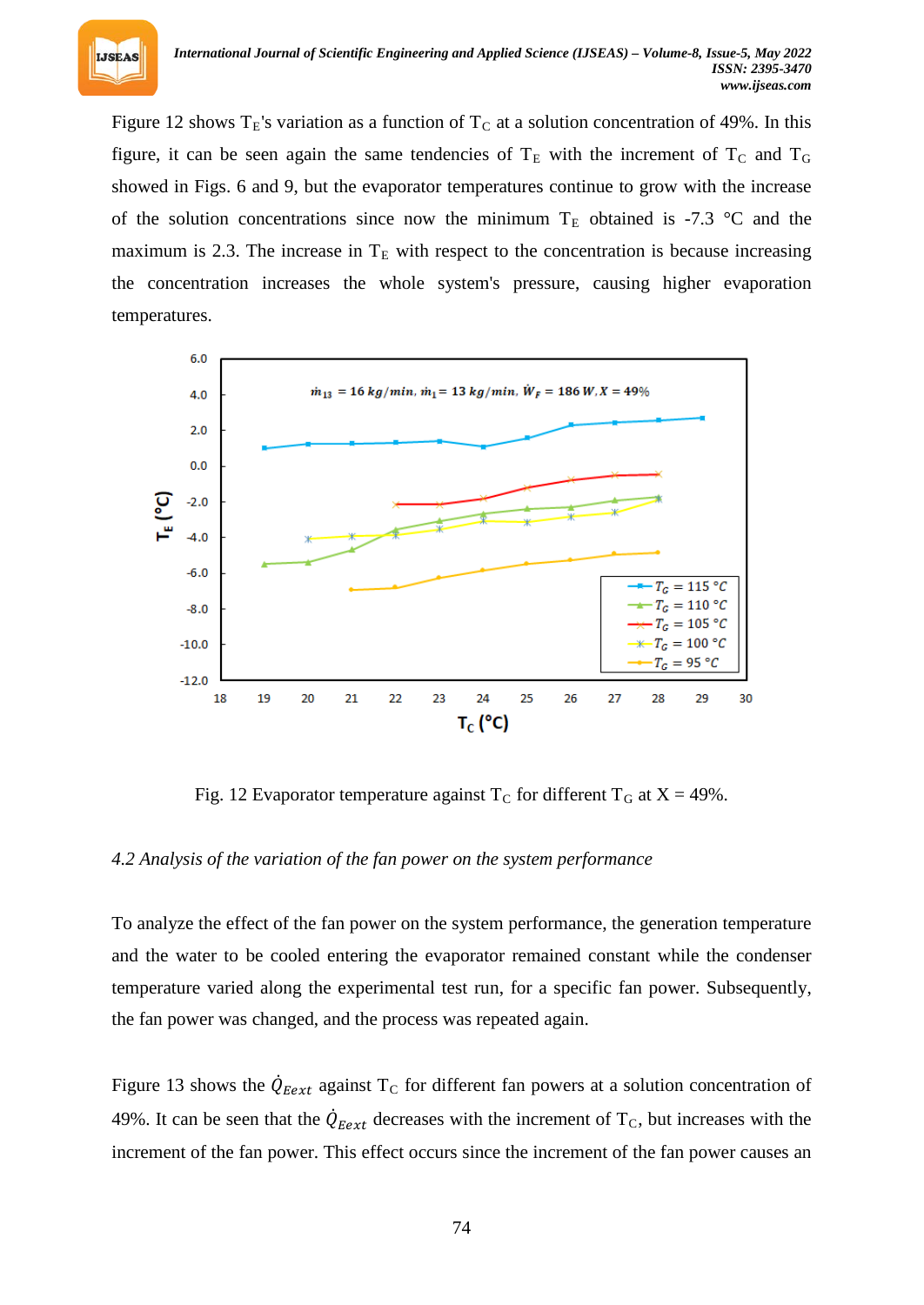Figure 12 shows $T_E$'s variation as a function of $T_C$ at a solution concentration of 49%. In this figure, it can be seen again the same tendencies of $T_E$ with the increment of $T_C$ and $T_G$ showed in Figs. 6 and 9, but the evaporator temperatures continue to grow with the increase of the solution concentrations since now the minimum $T_E$ obtained is -7.3 °C and the maximum is 2.3. The increase in $T_E$ with respect to the concentration is because increasing the concentration increases the whole system's pressure, causing higher evaporation temperatures.

Fig. 12 Evaporator temperature against $T_C$ for different $T_G$ at X = 49%.

*4.2 Analysis of the variation of the fan power on the system performance*

To analyze the effect of the fan power on the system performance, the generation temperature and the water to be cooled entering the evaporator remained constant while the condenser temperature varied along the experimental test run, for a specific fan power. Subsequently, the fan power was changed, and the process was repeated again.

Figure 13 shows the $\dot{Q}_{Eext}$ against $T_C$ for different fan powers at a solution concentration of 49%. It can be seen that the $\dot{Q}_{Eext}$ decreases with the increment of $T_C$, but increases with the increment of the fan power. This effect occurs since the increment of the fan power causes an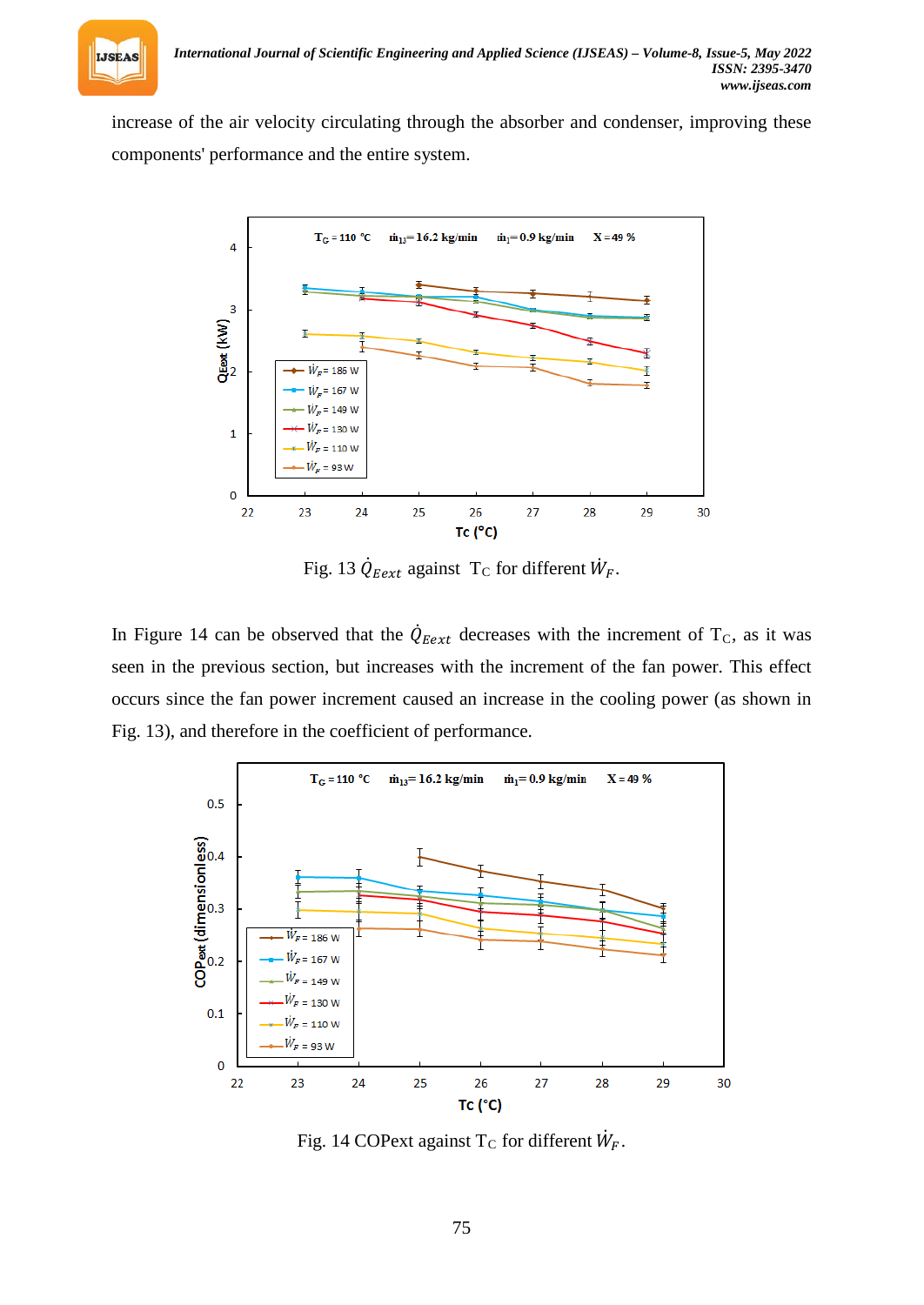increase of the air velocity circulating through the absorber and condenser, improving these components' performance and the entire system.

Fig. 13 $\dot{Q}_{Eext}$ against $T_C$ for different $\dot{W}_F$.

In Figure 14 can be observed that the $\dot{Q}_{Eext}$ decreases with the increment of $T_C$, as it was seen in the previous section, but increases with the increment of the fan power. This effect occurs since the fan power increment caused an increase in the cooling power (as shown in Fig. 13), and therefore in the coefficient of performance.

Fig. 14 COPext against $T_C$ for different $\dot{W}_F$.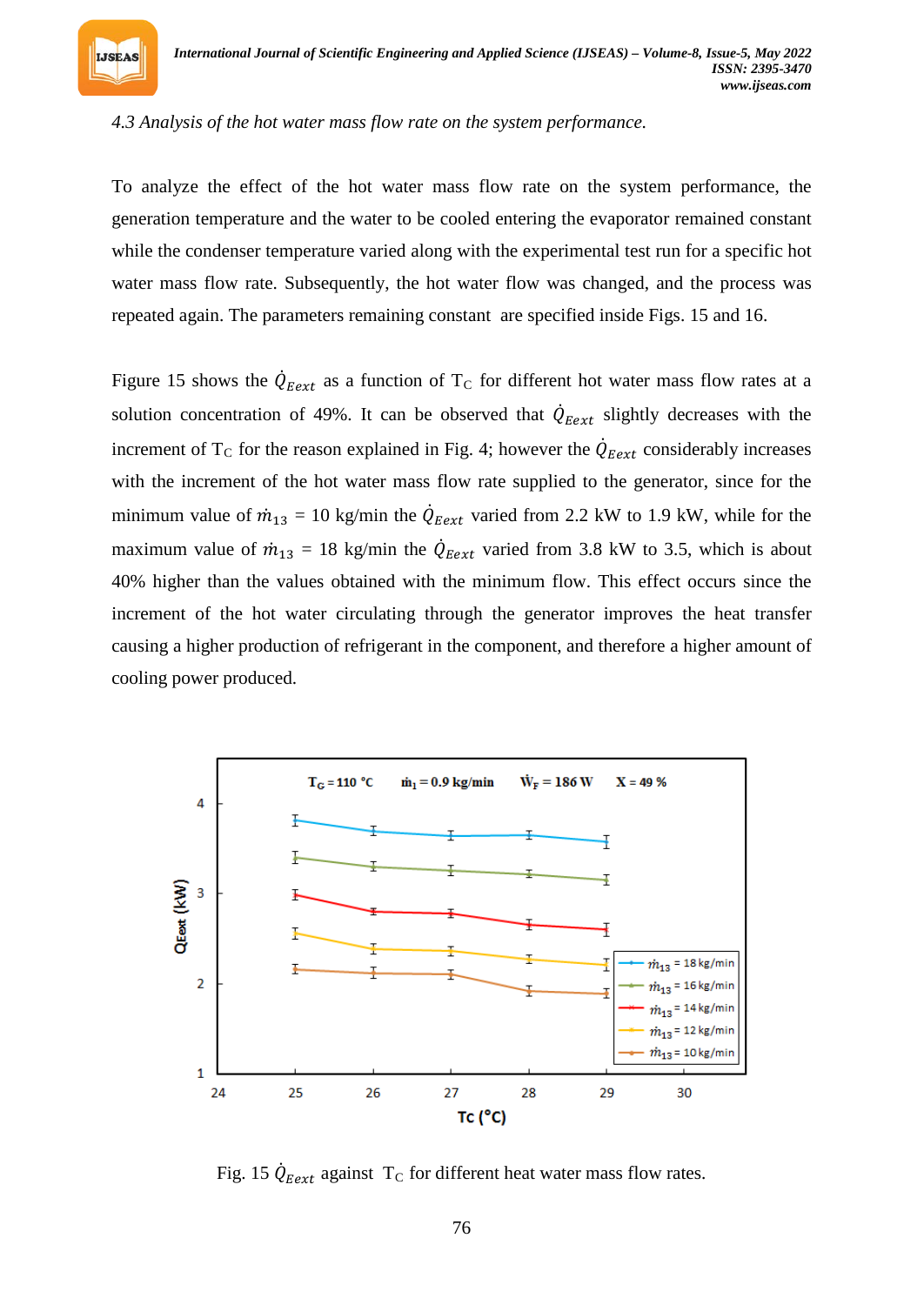*4.3 Analysis of the hot water mass flow rate on the system performance.*

To analyze the effect of the hot water mass flow rate on the system performance, the generation temperature and the water to be cooled entering the evaporator remained constant while the condenser temperature varied along with the experimental test run for a specific hot water mass flow rate. Subsequently, the hot water flow was changed, and the process was repeated again. The parameters remaining constant are specified inside Figs. 15 and 16.

Figure 15 shows the $\dot{Q}_{Eext}$ as a function of $T_C$ for different hot water mass flow rates at a solution concentration of 49%. It can be observed that $\dot{Q}_{Eext}$ slightly decreases with the increment of $T_C$ for the reason explained in Fig. 4; however the $\dot{Q}_{Eext}$ considerably increases with the increment of the hot water mass flow rate supplied to the generator, since for the minimum value of $\dot{m}_{13}$ = 10 kg/min the $\dot{Q}_{Eext}$ varied from 2.2 kW to 1.9 kW, while for the maximum value of $\dot{m}_{13}$ = 18 kg/min the $\dot{Q}_{Eext}$ varied from 3.8 kW to 3.5, which is about 40% higher than the values obtained with the minimum flow. This effect occurs since the increment of the hot water circulating through the generator improves the heat transfer causing a higher production of refrigerant in the component, and therefore a higher amount of cooling power produced.

Fig. 15 $\dot{Q}_{Eext}$ against $T_C$ for different heat water mass flow rates.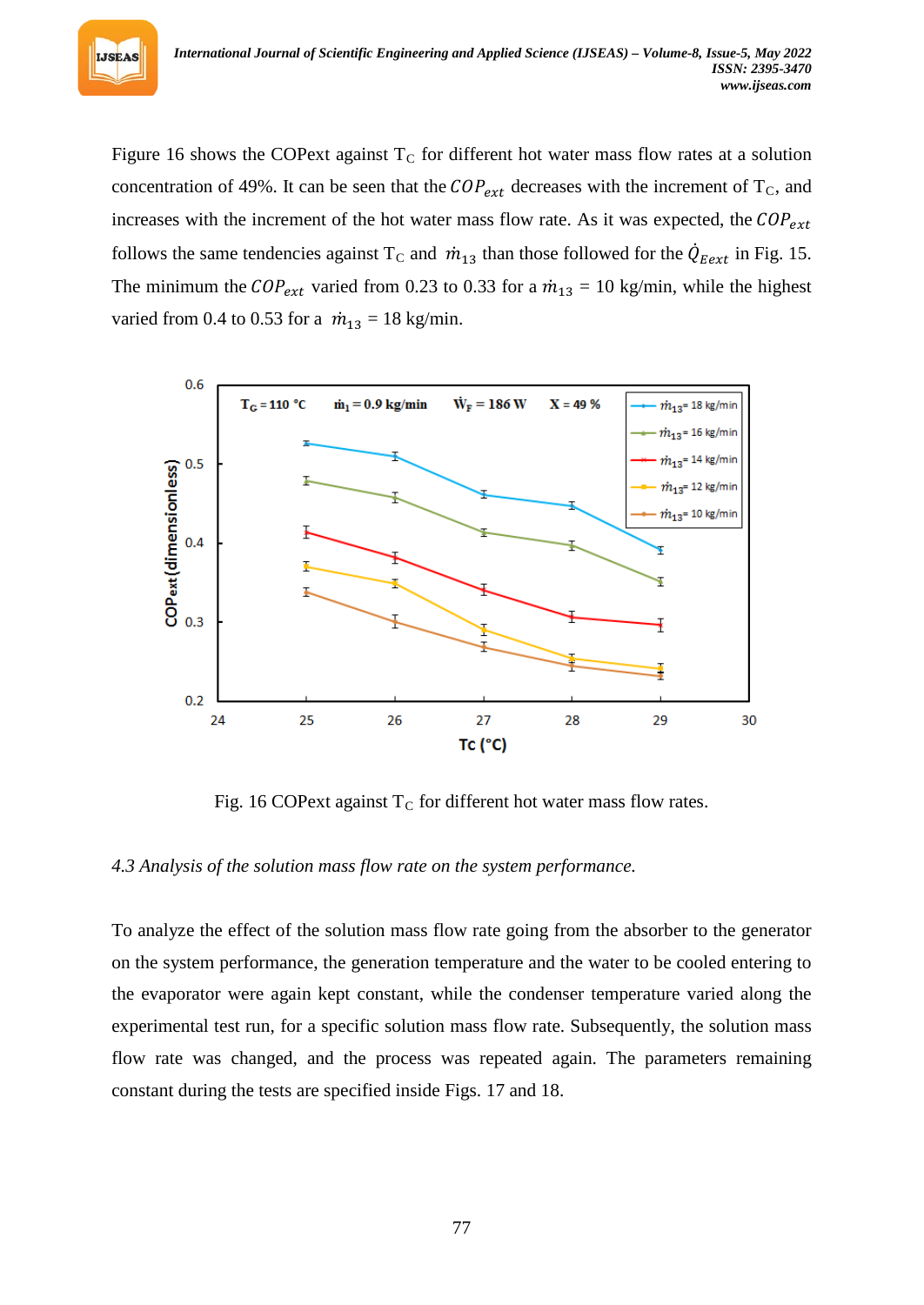Figure 16 shows the COPext against $T_C$ for different hot water mass flow rates at a solution concentration of 49%. It can be seen that the $COP_{ext}$ decreases with the increment of $T_C$, and increases with the increment of the hot water mass flow rate. As it was expected, the $COP_{ext}$ follows the same tendencies against $T_C$ and $\dot{m}_{13}$ than those followed for the $\dot{Q}_{Eext}$ in Fig. 15. The minimum the $COP_{ext}$ varied from 0.23 to 0.33 for a $\dot{m}_{13}$ = 10 kg/min, while the highest varied from 0.4 to 0.53 for a $\dot{m}_{13}$ = 18 kg/min.

Fig. 16 COPext against $T_C$ for different hot water mass flow rates.

*4.3 Analysis of the solution mass flow rate on the system performance.*

To analyze the effect of the solution mass flow rate going from the absorber to the generator on the system performance, the generation temperature and the water to be cooled entering to the evaporator were again kept constant, while the condenser temperature varied along the experimental test run, for a specific solution mass flow rate. Subsequently, the solution mass flow rate was changed, and the process was repeated again. The parameters remaining constant during the tests are specified inside Figs. 17 and 18.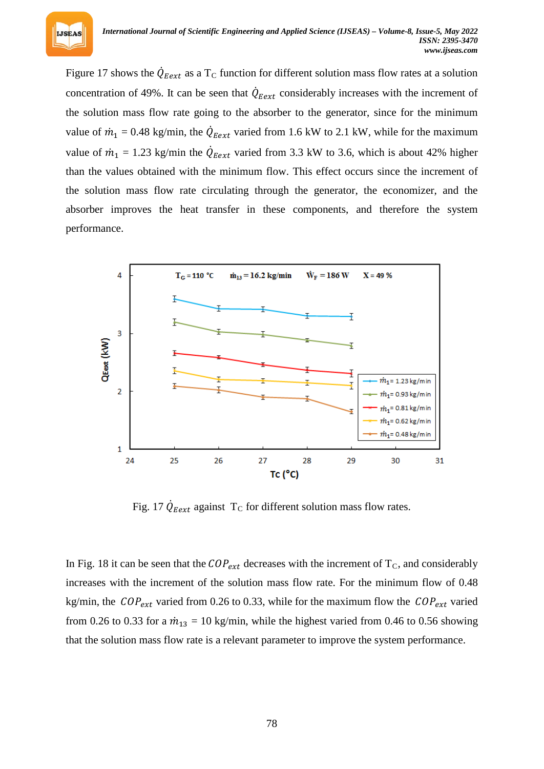Figure 17 shows the $\dot{Q}_{Eext}$ as a $T_C$ function for different solution mass flow rates at a solution concentration of 49%. It can be seen that $\dot{Q}_{Eext}$ considerably increases with the increment of the solution mass flow rate going to the absorber to the generator, since for the minimum value of $\dot{m}_1$ = 0.48 kg/min, the $\dot{Q}_{Eext}$ varied from 1.6 kW to 2.1 kW, while for the maximum value of $\dot{m}_1$ = 1.23 kg/min the $\dot{Q}_{Eext}$ varied from 3.3 kW to 3.6, which is about 42% higher than the values obtained with the minimum flow. This effect occurs since the increment of the solution mass flow rate circulating through the generator, the economizer, and the absorber improves the heat transfer in these components, and therefore the system performance.

Fig. 17 $\dot{Q}_{Eext}$ against $T_C$ for different solution mass flow rates.

In Fig. 18 it can be seen that the $COP_{ext}$ decreases with the increment of $T_C$, and considerably increases with the increment of the solution mass flow rate. For the minimum flow of 0.48 kg/min, the $COP_{ext}$ varied from 0.26 to 0.33, while for the maximum flow the $COP_{ext}$ varied from 0.26 to 0.33 for a $\dot{m}_{13}$ = 10 kg/min, while the highest varied from 0.46 to 0.56 showing that the solution mass flow rate is a relevant parameter to improve the system performance.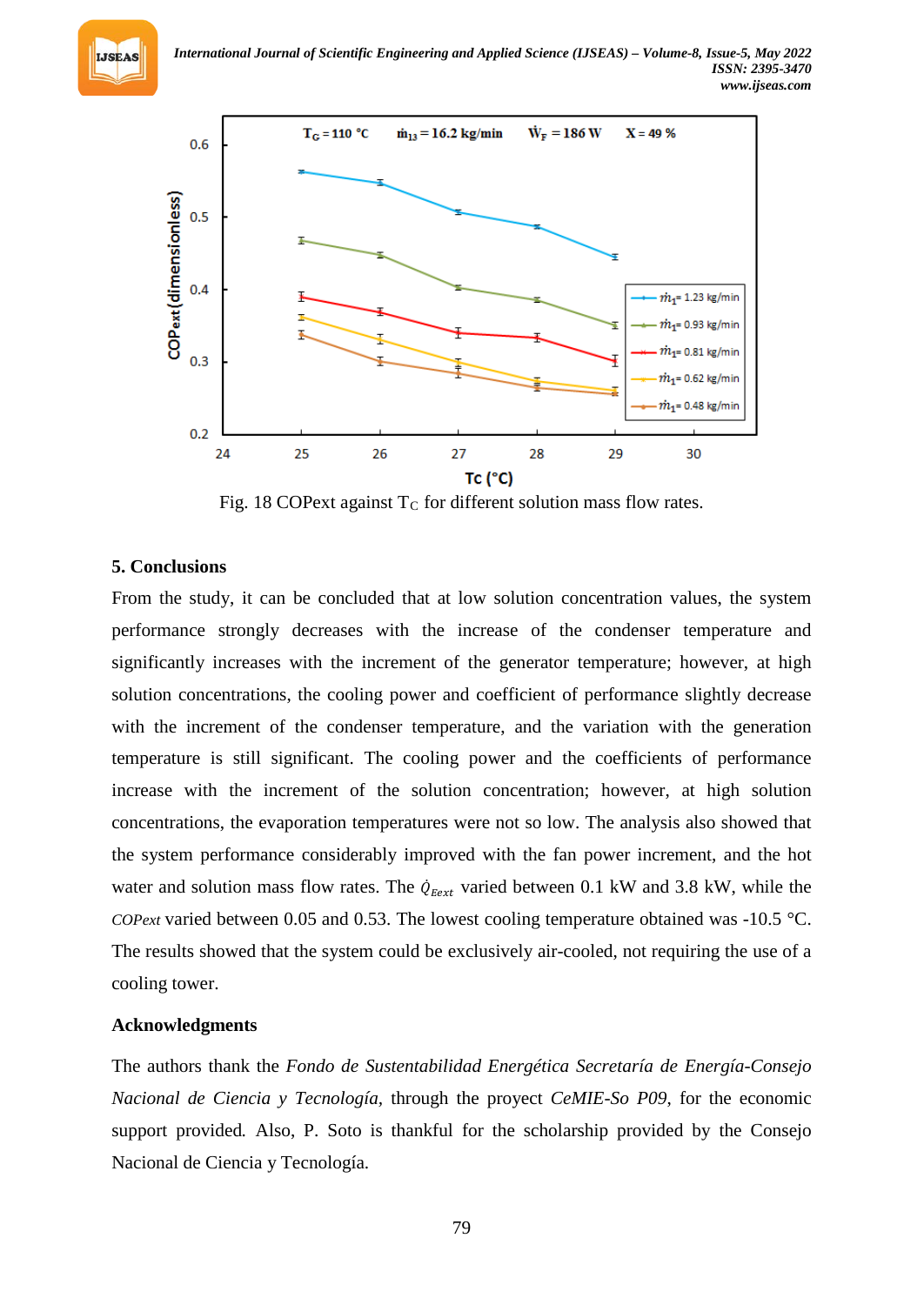Fig. 18 COPext against $T_C$ for different solution mass flow rates.

## 5. Conclusions

From the study, it can be concluded that at low solution concentration values, the system performance strongly decreases with the increase of the condenser temperature and significantly increases with the increment of the generator temperature; however, at high solution concentrations, the cooling power and coefficient of performance slightly decrease with the increment of the condenser temperature, and the variation with the generation temperature is still significant. The cooling power and the coefficients of performance increase with the increment of the solution concentration; however, at high solution concentrations, the evaporation temperatures were not so low. The analysis also showed that the system performance considerably improved with the fan power increment, and the hot water and solution mass flow rates. The $\dot{Q}_{Eext}$ varied between 0.1 kW and 3.8 kW, while the *COPext* varied between 0.05 and 0.53. The lowest cooling temperature obtained was -10.5 °C. The results showed that the system could be exclusively air-cooled, not requiring the use of a cooling tower.

### Acknowledgments

The authors thank the *Fondo de Sustentabilidad Energética Secretaría de Energía-Consejo Nacional de Ciencia y Tecnología*, through the proyect *CeMIE-So P09*, for the economic support provided. Also, P. Soto is thankful for the scholarship provided by the Consejo Nacional de Ciencia y Tecnología.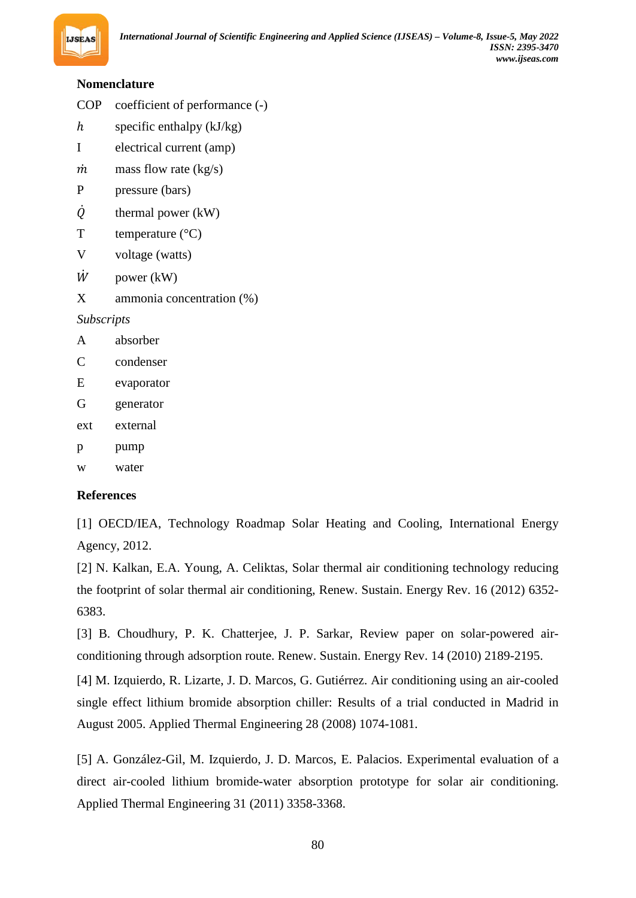## Nomenclature

COP coefficient of performance (-)

$h$ specific enthalpy (kJ/kg)

I electrical current (amp)

$\dot{m}$ mass flow rate (kg/s)

P pressure (bars)

$\dot{Q}$ thermal power (kW)

T temperature (°C)

V voltage (watts)

$\dot{W}$ power (kW)

X ammonia concentration (%)

*Subscripts*

A absorber

C condenser

E evaporator

G generator

ext external

p pump

w water

## References

[1] OECD/IEA, Technology Roadmap Solar Heating and Cooling, International Energy Agency, 2012.

[2] N. Kalkan, E.A. Young, A. Celiktas, Solar thermal air conditioning technology reducing the footprint of solar thermal air conditioning, Renew. Sustain. Energy Rev. 16 (2012) 6352-6383.

[3] B. Choudhury, P. K. Chatterjee, J. P. Sarkar, Review paper on solar-powered air-conditioning through adsorption route. Renew. Sustain. Energy Rev. 14 (2010) 2189-2195.

[4] M. Izquierdo, R. Lizarte, J. D. Marcos, G. Gutiérrez. Air conditioning using an air-cooled single effect lithium bromide absorption chiller: Results of a trial conducted in Madrid in August 2005. Applied Thermal Engineering 28 (2008) 1074-1081.

[5] A. González-Gil, M. Izquierdo, J. D. Marcos, E. Palacios. Experimental evaluation of a direct air-cooled lithium bromide-water absorption prototype for solar air conditioning. Applied Thermal Engineering 31 (2011) 3358-3368.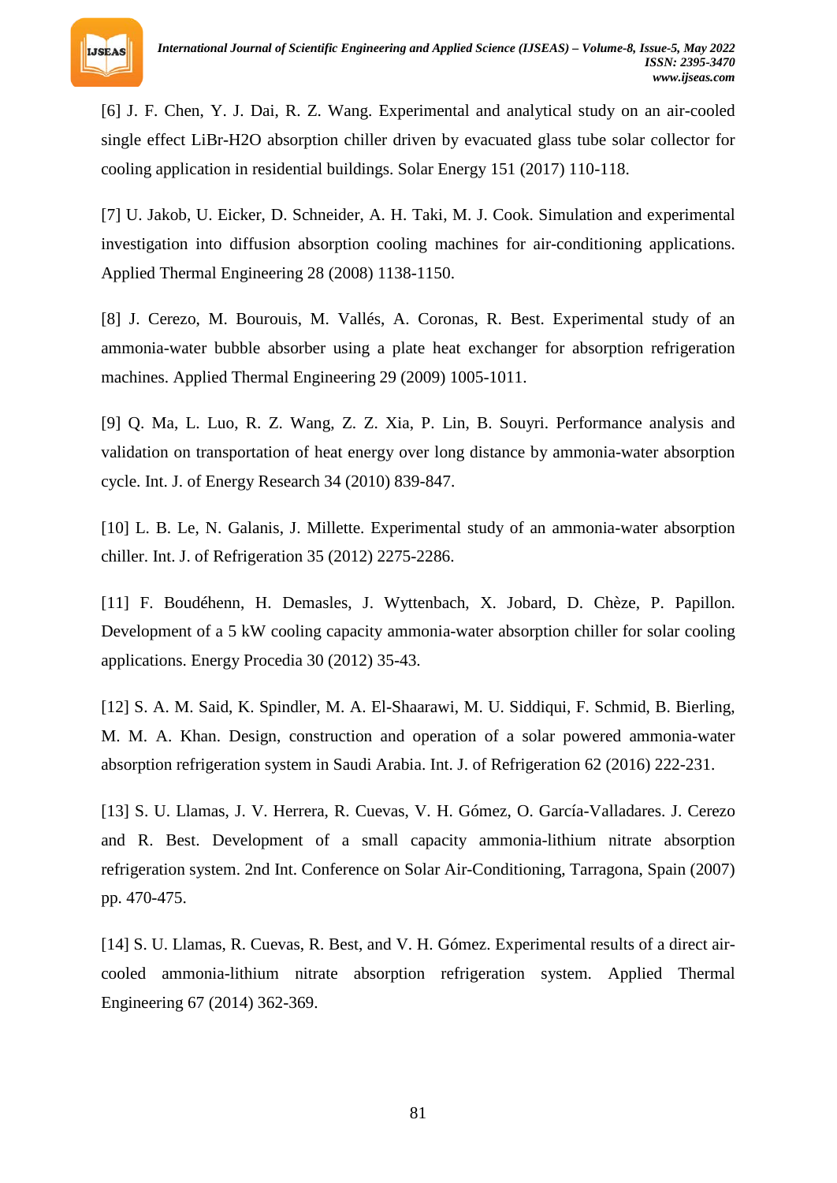[6] J. F. Chen, Y. J. Dai, R. Z. Wang. Experimental and analytical study on an air-cooled single effect LiBr-H2O absorption chiller driven by evacuated glass tube solar collector for cooling application in residential buildings. Solar Energy 151 (2017) 110-118.

[7] U. Jakob, U. Eicker, D. Schneider, A. H. Taki, M. J. Cook. Simulation and experimental investigation into diffusion absorption cooling machines for air-conditioning applications. Applied Thermal Engineering 28 (2008) 1138-1150.

[8] J. Cerezo, M. Bourouis, M. Vallés, A. Coronas, R. Best. Experimental study of an ammonia-water bubble absorber using a plate heat exchanger for absorption refrigeration machines. Applied Thermal Engineering 29 (2009) 1005-1011.

[9] Q. Ma, L. Luo, R. Z. Wang, Z. Z. Xia, P. Lin, B. Souyri. Performance analysis and validation on transportation of heat energy over long distance by ammonia-water absorption cycle. Int. J. of Energy Research 34 (2010) 839-847.

[10] L. B. Le, N. Galanis, J. Millette. Experimental study of an ammonia-water absorption chiller. Int. J. of Refrigeration 35 (2012) 2275-2286.

[11] F. Boudéhenn, H. Demasles, J. Wyttenbach, X. Jobard, D. Chèze, P. Papillon. Development of a 5 kW cooling capacity ammonia-water absorption chiller for solar cooling applications. Energy Procedia 30 (2012) 35-43.

[12] S. A. M. Said, K. Spindler, M. A. El-Shaarawi, M. U. Siddiqui, F. Schmid, B. Bierling, M. M. A. Khan. Design, construction and operation of a solar powered ammonia-water absorption refrigeration system in Saudi Arabia. Int. J. of Refrigeration 62 (2016) 222-231.

[13] S. U. Llamas, J. V. Herrera, R. Cuevas, V. H. Gómez, O. García-Valladares. J. Cerezo and R. Best. Development of a small capacity ammonia-lithium nitrate absorption refrigeration system. 2nd Int. Conference on Solar Air-Conditioning, Tarragona, Spain (2007) pp. 470-475.

[14] S. U. Llamas, R. Cuevas, R. Best, and V. H. Gómez. Experimental results of a direct air-cooled ammonia-lithium nitrate absorption refrigeration system. Applied Thermal Engineering 67 (2014) 362-369.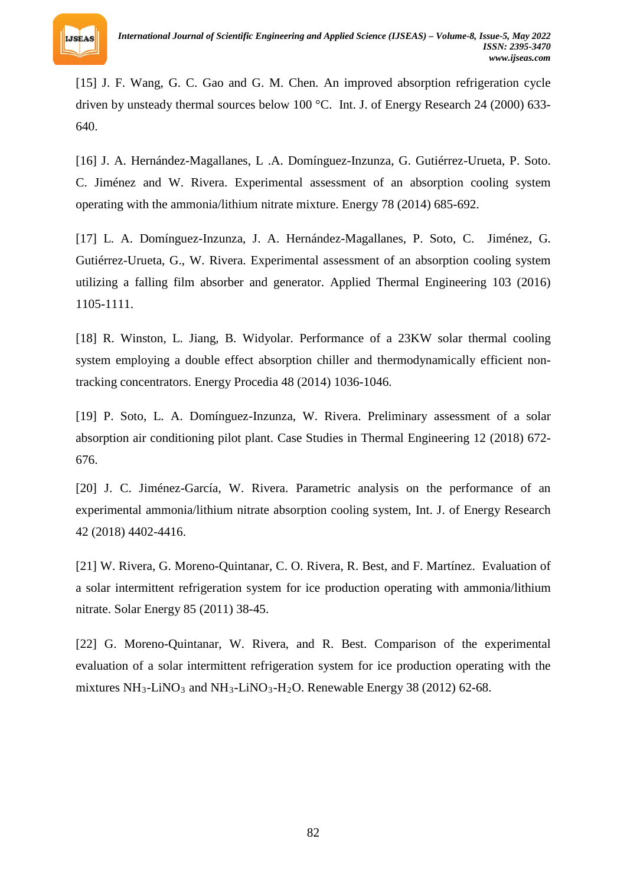[15] J. F. Wang, G. C. Gao and G. M. Chen. An improved absorption refrigeration cycle driven by unsteady thermal sources below 100 °C. Int. J. of Energy Research 24 (2000) 633-640.

[16] J. A. Hernández-Magallanes, L .A. Domínguez-Inzunza, G. Gutiérrez-Urueta, P. Soto. C. Jiménez and W. Rivera. Experimental assessment of an absorption cooling system operating with the ammonia/lithium nitrate mixture. Energy 78 (2014) 685-692.

[17] L. A. Domínguez-Inzunza, J. A. Hernández-Magallanes, P. Soto, C. Jiménez, G. Gutiérrez-Urueta, G., W. Rivera. Experimental assessment of an absorption cooling system utilizing a falling film absorber and generator. Applied Thermal Engineering 103 (2016) 1105-1111.

[18] R. Winston, L. Jiang, B. Widyolar. Performance of a 23KW solar thermal cooling system employing a double effect absorption chiller and thermodynamically efficient non-tracking concentrators. Energy Procedia 48 (2014) 1036-1046.

[19] P. Soto, L. A. Domínguez-Inzunza, W. Rivera. Preliminary assessment of a solar absorption air conditioning pilot plant. Case Studies in Thermal Engineering 12 (2018) 672-676.

[20] J. C. Jiménez-García, W. Rivera. Parametric analysis on the performance of an experimental ammonia/lithium nitrate absorption cooling system, Int. J. of Energy Research 42 (2018) 4402-4416.

[21] W. Rivera, G. Moreno-Quintanar, C. O. Rivera, R. Best, and F. Martínez. Evaluation of a solar intermittent refrigeration system for ice production operating with ammonia/lithium nitrate. Solar Energy 85 (2011) 38-45.

[22] G. Moreno-Quintanar, W. Rivera, and R. Best. Comparison of the experimental evaluation of a solar intermittent refrigeration system for ice production operating with the mixtures $NH_3$-$LiNO_3$ and $NH_3$-$LiNO_3$-$H_2O$. Renewable Energy 38 (2012) 62-68.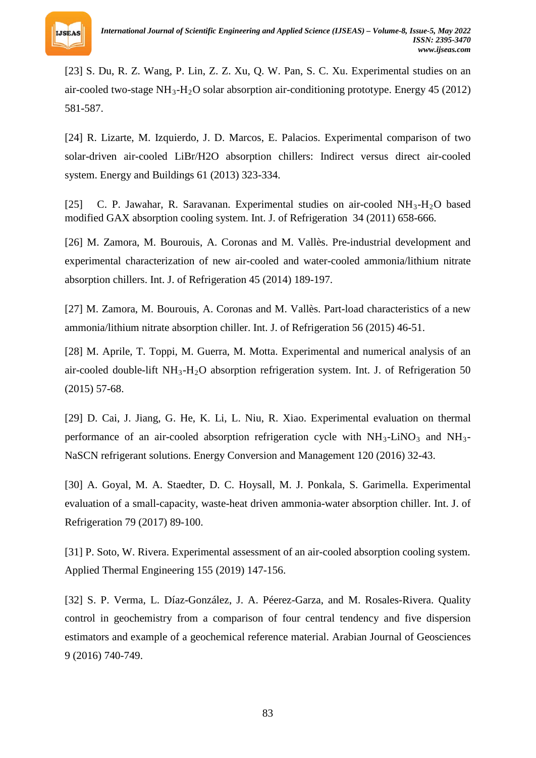[23] S. Du, R. Z. Wang, P. Lin, Z. Z. Xu, Q. W. Pan, S. C. Xu. Experimental studies on an air-cooled two-stage $NH_3$-$H_2O$ solar absorption air-conditioning prototype. Energy 45 (2012) 581-587.

[24] R. Lizarte, M. Izquierdo, J. D. Marcos, E. Palacios. Experimental comparison of two solar-driven air-cooled LiBr/H2O absorption chillers: Indirect versus direct air-cooled system. Energy and Buildings 61 (2013) 323-334.

[25] C. P. Jawahar, R. Saravanan. Experimental studies on air-cooled $NH_3$-$H_2O$ based modified GAX absorption cooling system. Int. J. of Refrigeration 34 (2011) 658-666.

[26] M. Zamora, M. Bourouis, A. Coronas and M. Vallès. Pre-industrial development and experimental characterization of new air-cooled and water-cooled ammonia/lithium nitrate absorption chillers. Int. J. of Refrigeration 45 (2014) 189-197.

[27] M. Zamora, M. Bourouis, A. Coronas and M. Vallès. Part-load characteristics of a new ammonia/lithium nitrate absorption chiller. Int. J. of Refrigeration 56 (2015) 46-51.

[28] M. Aprile, T. Toppi, M. Guerra, M. Motta. Experimental and numerical analysis of an air-cooled double-lift $NH_3$-$H_2O$ absorption refrigeration system. Int. J. of Refrigeration 50 (2015) 57-68.

[29] D. Cai, J. Jiang, G. He, K. Li, L. Niu, R. Xiao. Experimental evaluation on thermal performance of an air-cooled absorption refrigeration cycle with $NH_3$-$LiNO_3$ and $NH_3$-NaSCN refrigerant solutions. Energy Conversion and Management 120 (2016) 32-43.

[30] A. Goyal, M. A. Staedter, D. C. Hoysall, M. J. Ponkala, S. Garimella. Experimental evaluation of a small-capacity, waste-heat driven ammonia-water absorption chiller. Int. J. of Refrigeration 79 (2017) 89-100.

[31] P. Soto, W. Rivera. Experimental assessment of an air-cooled absorption cooling system. Applied Thermal Engineering 155 (2019) 147-156.

[32] S. P. Verma, L. Díaz-González, J. A. Péerez-Garza, and M. Rosales-Rivera. Quality control in geochemistry from a comparison of four central tendency and five dispersion estimators and example of a geochemical reference material. Arabian Journal of Geosciences 9 (2016) 740-749.